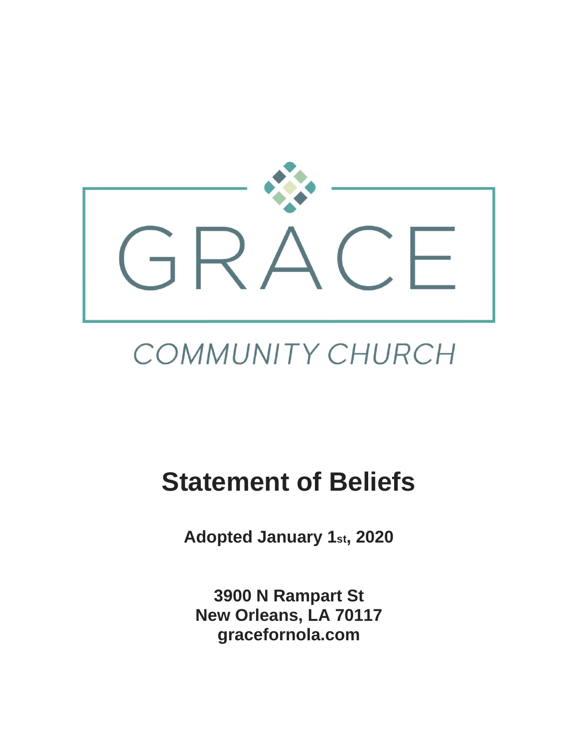GRACE

COMMUNITY CHURCH

# Statement of Beliefs

**Adopted January 1st, 2020**

**3900 N Rampart St**
**New Orleans, LA 70117**
**gracefornola.com**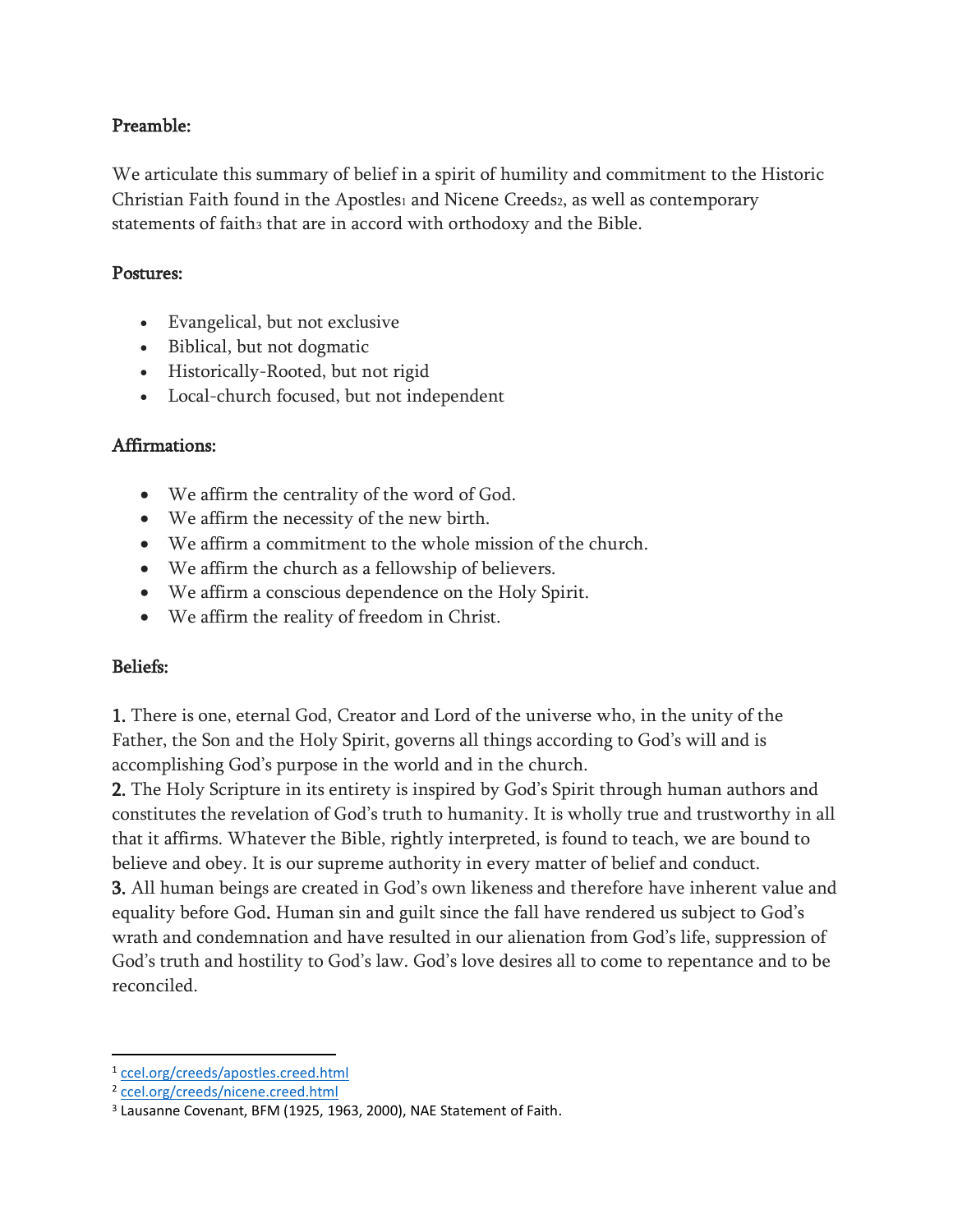## Preamble:

We articulate this summary of belief in a spirit of humility and commitment to the Historic Christian Faith found in the Apostles[1] and Nicene Creeds[2], as well as contemporary statements of faith[3] that are in accord with orthodoxy and the Bible.

## Postures:

- Evangelical, but not exclusive
- Biblical, but not dogmatic
- Historically-Rooted, but not rigid
- Local-church focused, but not independent

## Affirmations:

- We affirm the centrality of the word of God.
- We affirm the necessity of the new birth.
- We affirm a commitment to the whole mission of the church.
- We affirm the church as a fellowship of believers.
- We affirm a conscious dependence on the Holy Spirit.
- We affirm the reality of freedom in Christ.

## Beliefs:

**1.** There is one, eternal God, Creator and Lord of the universe who, in the unity of the Father, the Son and the Holy Spirit, governs all things according to God's will and is accomplishing God's purpose in the world and in the church.

**2.** The Holy Scripture in its entirety is inspired by God's Spirit through human authors and constitutes the revelation of God's truth to humanity. It is wholly true and trustworthy in all that it affirms. Whatever the Bible, rightly interpreted, is found to teach, we are bound to believe and obey. It is our supreme authority in every matter of belief and conduct.

**3.** All human beings are created in God's own likeness and therefore have inherent value and equality before God. Human sin and guilt since the fall have rendered us subject to God's wrath and condemnation and have resulted in our alienation from God's life, suppression of God's truth and hostility to God's law. God's love desires all to come to repentance and to be reconciled.

---

[1] ccel.org/creeds/apostles.creed.html

[2] ccel.org/creeds/nicene.creed.html

[3] Lausanne Covenant, BFM (1925, 1963, 2000), NAE Statement of Faith.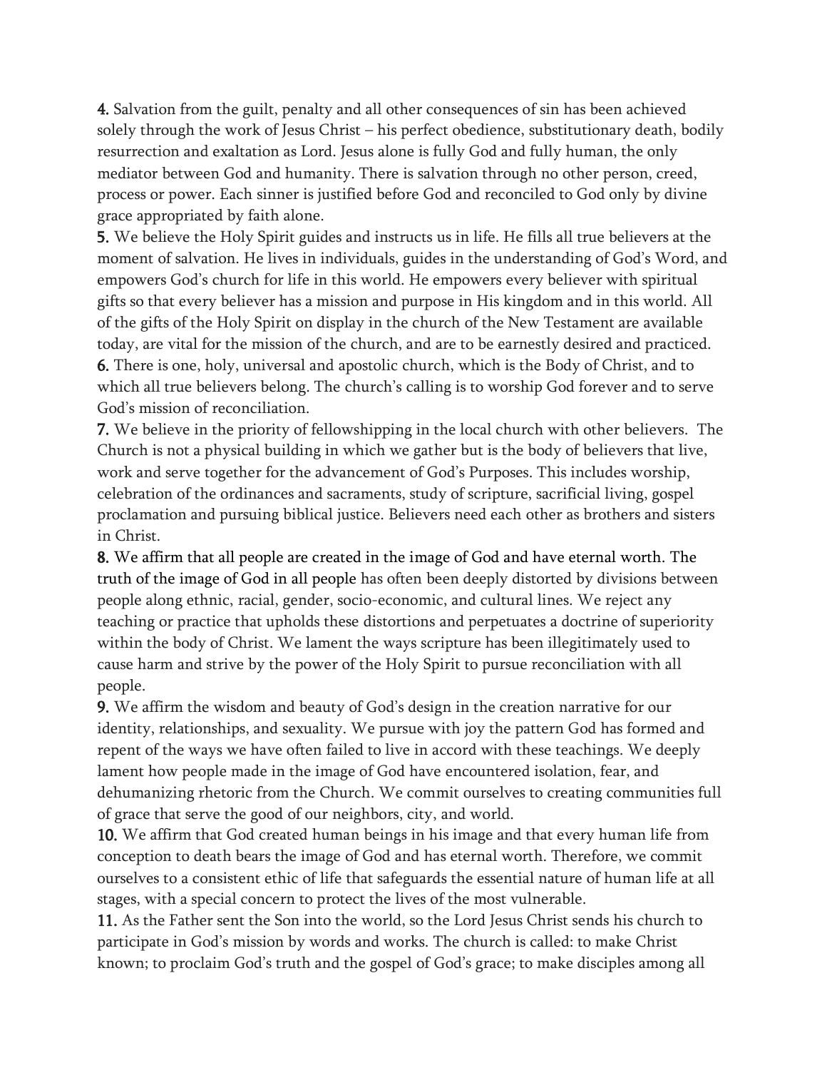**4.** Salvation from the guilt, penalty and all other consequences of sin has been achieved solely through the work of Jesus Christ – his perfect obedience, substitutionary death, bodily resurrection and exaltation as Lord. Jesus alone is fully God and fully human, the only mediator between God and humanity. There is salvation through no other person, creed, process or power. Each sinner is justified before God and reconciled to God only by divine grace appropriated by faith alone.

**5.** We believe the Holy Spirit guides and instructs us in life. He fills all true believers at the moment of salvation. He lives in individuals, guides in the understanding of God's Word, and empowers God's church for life in this world. He empowers every believer with spiritual gifts so that every believer has a mission and purpose in His kingdom and in this world. All of the gifts of the Holy Spirit on display in the church of the New Testament are available today, are vital for the mission of the church, and are to be earnestly desired and practiced.

**6.** There is one, holy, universal and apostolic church, which is the Body of Christ, and to which all true believers belong. The church's calling is to worship God forever and to serve God's mission of reconciliation.

**7.** We believe in the priority of fellowshipping in the local church with other believers. The Church is not a physical building in which we gather but is the body of believers that live, work and serve together for the advancement of God's Purposes. This includes worship, celebration of the ordinances and sacraments, study of scripture, sacrificial living, gospel proclamation and pursuing biblical justice. Believers need each other as brothers and sisters in Christ.

**8.** We affirm that all people are created in the image of God and have eternal worth. The truth of the image of God in all people has often been deeply distorted by divisions between people along ethnic, racial, gender, socio-economic, and cultural lines. We reject any teaching or practice that upholds these distortions and perpetuates a doctrine of superiority within the body of Christ. We lament the ways scripture has been illegitimately used to cause harm and strive by the power of the Holy Spirit to pursue reconciliation with all people.

**9.** We affirm the wisdom and beauty of God's design in the creation narrative for our identity, relationships, and sexuality. We pursue with joy the pattern God has formed and repent of the ways we have often failed to live in accord with these teachings. We deeply lament how people made in the image of God have encountered isolation, fear, and dehumanizing rhetoric from the Church. We commit ourselves to creating communities full of grace that serve the good of our neighbors, city, and world.

**10.** We affirm that God created human beings in his image and that every human life from conception to death bears the image of God and has eternal worth. Therefore, we commit ourselves to a consistent ethic of life that safeguards the essential nature of human life at all stages, with a special concern to protect the lives of the most vulnerable.

**11.** As the Father sent the Son into the world, so the Lord Jesus Christ sends his church to participate in God's mission by words and works. The church is called: to make Christ known; to proclaim God's truth and the gospel of God's grace; to make disciples among all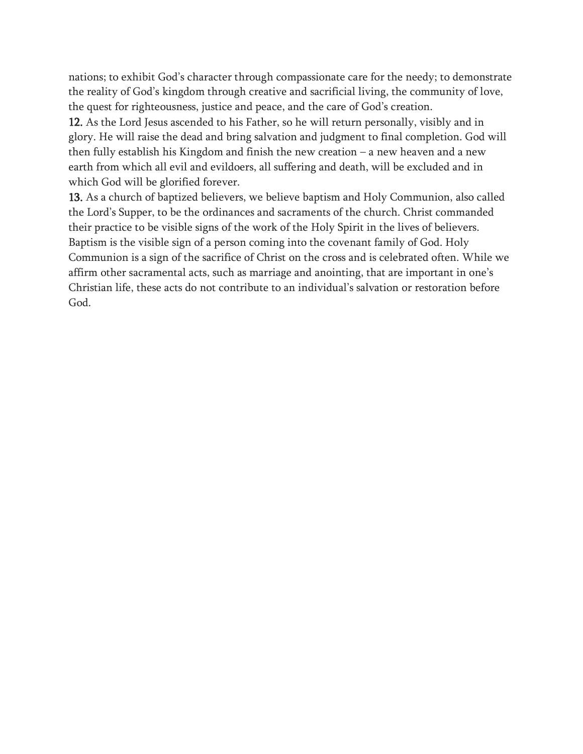nations; to exhibit God's character through compassionate care for the needy; to demonstrate the reality of God's kingdom through creative and sacrificial living, the community of love, the quest for righteousness, justice and peace, and the care of God's creation.

**12.** As the Lord Jesus ascended to his Father, so he will return personally, visibly and in glory. He will raise the dead and bring salvation and judgment to final completion. God will then fully establish his Kingdom and finish the new creation – a new heaven and a new earth from which all evil and evildoers, all suffering and death, will be excluded and in which God will be glorified forever.

**13.** As a church of baptized believers, we believe baptism and Holy Communion, also called the Lord's Supper, to be the ordinances and sacraments of the church. Christ commanded their practice to be visible signs of the work of the Holy Spirit in the lives of believers. Baptism is the visible sign of a person coming into the covenant family of God. Holy Communion is a sign of the sacrifice of Christ on the cross and is celebrated often. While we affirm other sacramental acts, such as marriage and anointing, that are important in one's Christian life, these acts do not contribute to an individual's salvation or restoration before God.